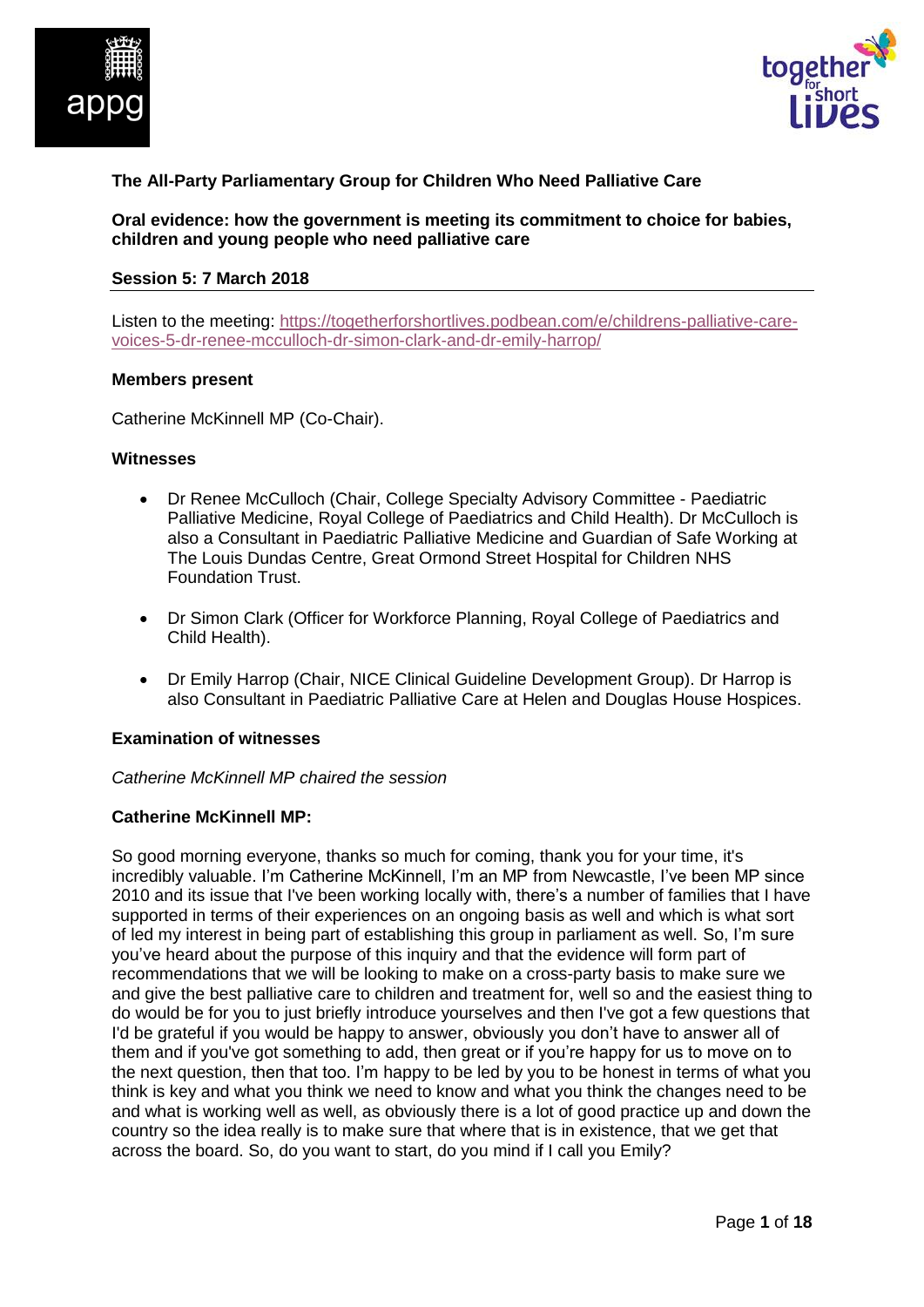**The All-Party Parliamentary Group for Children Who Need Palliative Care**

**Oral evidence: how the government is meeting its commitment to choice for babies, children and young people who need palliative care**

**Session 5: 7 March 2018**

Listen to the meeting: [https://togetherforshortlives.podbean.com/e/childrens-palliative-care-voices-5-dr-renee-mcculloch-dr-simon-clark-and-dr-emily-harrop/](https://togetherforshortlives.podbean.com/e/childrens-palliative-care-voices-5-dr-renee-mcculloch-dr-simon-clark-and-dr-emily-harrop/)

**Members present**

Catherine McKinnell MP (Co-Chair).

**Witnesses**

- Dr Renee McCulloch (Chair, College Specialty Advisory Committee - Paediatric Palliative Medicine, Royal College of Paediatrics and Child Health). Dr McCulloch is also a Consultant in Paediatric Palliative Medicine and Guardian of Safe Working at The Louis Dundas Centre, Great Ormond Street Hospital for Children NHS Foundation Trust.
- Dr Simon Clark (Officer for Workforce Planning, Royal College of Paediatrics and Child Health).
- Dr Emily Harrop (Chair, NICE Clinical Guideline Development Group). Dr Harrop is also Consultant in Paediatric Palliative Care at Helen and Douglas House Hospices.

**Examination of witnesses**

*Catherine McKinnell MP chaired the session*

**Catherine McKinnell MP:**

So good morning everyone, thanks so much for coming, thank you for your time, it's incredibly valuable. I'm Catherine McKinnell, I'm an MP from Newcastle, I've been MP since 2010 and its issue that I've been working locally with, there's a number of families that I have supported in terms of their experiences on an ongoing basis as well and which is what sort of led my interest in being part of establishing this group in parliament as well. So, I'm sure you've heard about the purpose of this inquiry and that the evidence will form part of recommendations that we will be looking to make on a cross-party basis to make sure we and give the best palliative care to children and treatment for, well so and the easiest thing to do would be for you to just briefly introduce yourselves and then I've got a few questions that I'd be grateful if you would be happy to answer, obviously you don't have to answer all of them and if you've got something to add, then great or if you're happy for us to move on to the next question, then that too. I'm happy to be led by you to be honest in terms of what you think is key and what you think we need to know and what you think the changes need to be and what is working well as well, as obviously there is a lot of good practice up and down the country so the idea really is to make sure that where that is in existence, that we get that across the board. So, do you want to start, do you mind if I call you Emily?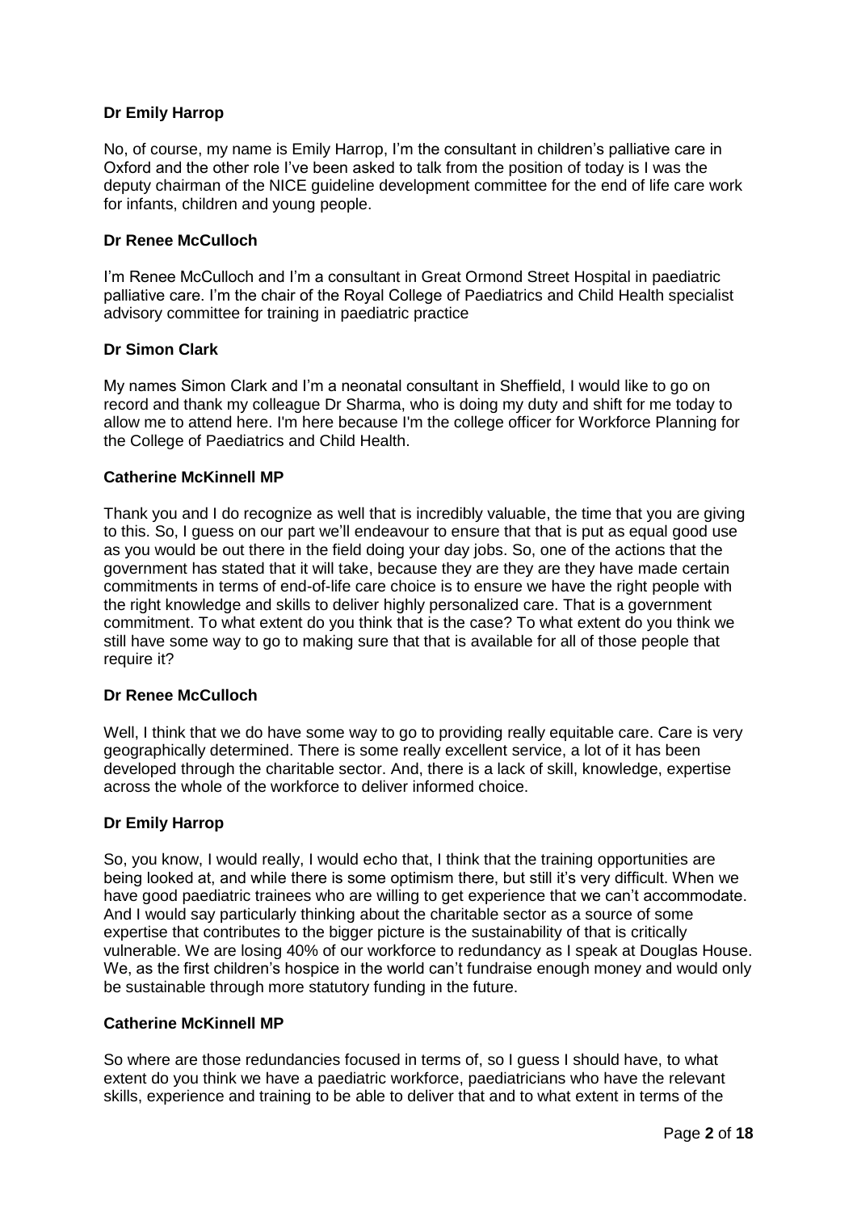**Dr Emily Harrop**

No, of course, my name is Emily Harrop, I'm the consultant in children's palliative care in Oxford and the other role I've been asked to talk from the position of today is I was the deputy chairman of the NICE guideline development committee for the end of life care work for infants, children and young people.

**Dr Renee McCulloch**

I'm Renee McCulloch and I'm a consultant in Great Ormond Street Hospital in paediatric palliative care. I'm the chair of the Royal College of Paediatrics and Child Health specialist advisory committee for training in paediatric practice

**Dr Simon Clark**

My names Simon Clark and I'm a neonatal consultant in Sheffield, I would like to go on record and thank my colleague Dr Sharma, who is doing my duty and shift for me today to allow me to attend here. I'm here because I'm the college officer for Workforce Planning for the College of Paediatrics and Child Health.

**Catherine McKinnell MP**

Thank you and I do recognize as well that is incredibly valuable, the time that you are giving to this. So, I guess on our part we'll endeavour to ensure that that is put as equal good use as you would be out there in the field doing your day jobs. So, one of the actions that the government has stated that it will take, because they are they are they have made certain commitments in terms of end-of-life care choice is to ensure we have the right people with the right knowledge and skills to deliver highly personalized care. That is a government commitment. To what extent do you think that is the case? To what extent do you think we still have some way to go to making sure that that is available for all of those people that require it?

**Dr Renee McCulloch**

Well, I think that we do have some way to go to providing really equitable care. Care is very geographically determined. There is some really excellent service, a lot of it has been developed through the charitable sector. And, there is a lack of skill, knowledge, expertise across the whole of the workforce to deliver informed choice.

**Dr Emily Harrop**

So, you know, I would really, I would echo that, I think that the training opportunities are being looked at, and while there is some optimism there, but still it's very difficult. When we have good paediatric trainees who are willing to get experience that we can't accommodate. And I would say particularly thinking about the charitable sector as a source of some expertise that contributes to the bigger picture is the sustainability of that is critically vulnerable. We are losing 40% of our workforce to redundancy as I speak at Douglas House. We, as the first children's hospice in the world can't fundraise enough money and would only be sustainable through more statutory funding in the future.

**Catherine McKinnell MP**

So where are those redundancies focused in terms of, so I guess I should have, to what extent do you think we have a paediatric workforce, paediatricians who have the relevant skills, experience and training to be able to deliver that and to what extent in terms of the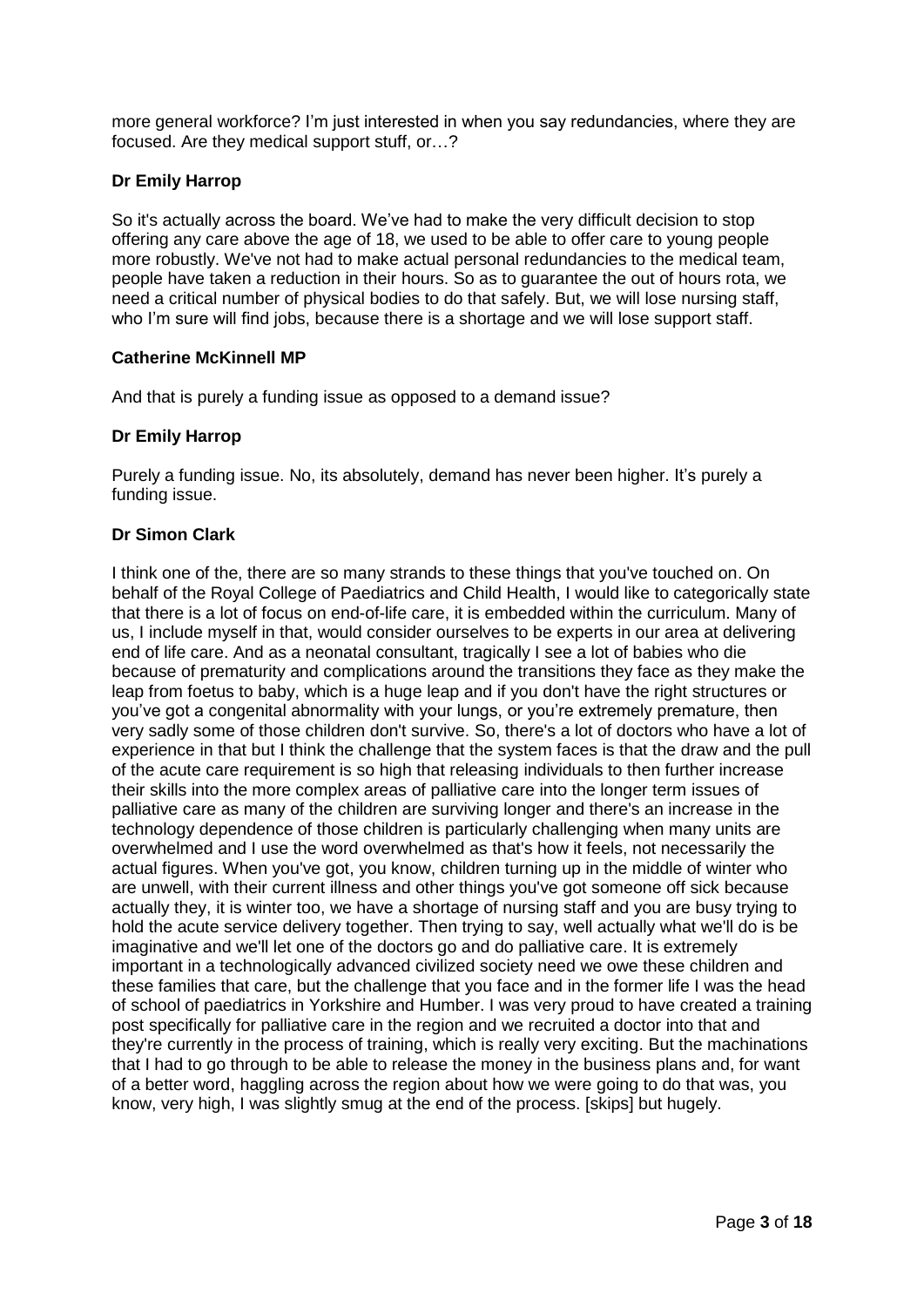more general workforce? I'm just interested in when you say redundancies, where they are focused. Are they medical support stuff, or…?

**Dr Emily Harrop**

So it's actually across the board. We've had to make the very difficult decision to stop offering any care above the age of 18, we used to be able to offer care to young people more robustly. We've not had to make actual personal redundancies to the medical team, people have taken a reduction in their hours. So as to guarantee the out of hours rota, we need a critical number of physical bodies to do that safely. But, we will lose nursing staff, who I'm sure will find jobs, because there is a shortage and we will lose support staff.

**Catherine McKinnell MP**

And that is purely a funding issue as opposed to a demand issue?

**Dr Emily Harrop**

Purely a funding issue. No, its absolutely, demand has never been higher. It's purely a funding issue.

**Dr Simon Clark**

I think one of the, there are so many strands to these things that you've touched on. On behalf of the Royal College of Paediatrics and Child Health, I would like to categorically state that there is a lot of focus on end-of-life care, it is embedded within the curriculum. Many of us, I include myself in that, would consider ourselves to be experts in our area at delivering end of life care. And as a neonatal consultant, tragically I see a lot of babies who die because of prematurity and complications around the transitions they face as they make the leap from foetus to baby, which is a huge leap and if you don't have the right structures or you've got a congenital abnormality with your lungs, or you're extremely premature, then very sadly some of those children don't survive. So, there's a lot of doctors who have a lot of experience in that but I think the challenge that the system faces is that the draw and the pull of the acute care requirement is so high that releasing individuals to then further increase their skills into the more complex areas of palliative care into the longer term issues of palliative care as many of the children are surviving longer and there's an increase in the technology dependence of those children is particularly challenging when many units are overwhelmed and I use the word overwhelmed as that's how it feels, not necessarily the actual figures. When you've got, you know, children turning up in the middle of winter who are unwell, with their current illness and other things you've got someone off sick because actually they, it is winter too, we have a shortage of nursing staff and you are busy trying to hold the acute service delivery together. Then trying to say, well actually what we'll do is be imaginative and we'll let one of the doctors go and do palliative care. It is extremely important in a technologically advanced civilized society need we owe these children and these families that care, but the challenge that you face and in the former life I was the head of school of paediatrics in Yorkshire and Humber. I was very proud to have created a training post specifically for palliative care in the region and we recruited a doctor into that and they're currently in the process of training, which is really very exciting. But the machinations that I had to go through to be able to release the money in the business plans and, for want of a better word, haggling across the region about how we were going to do that was, you know, very high, I was slightly smug at the end of the process. [skips] but hugely.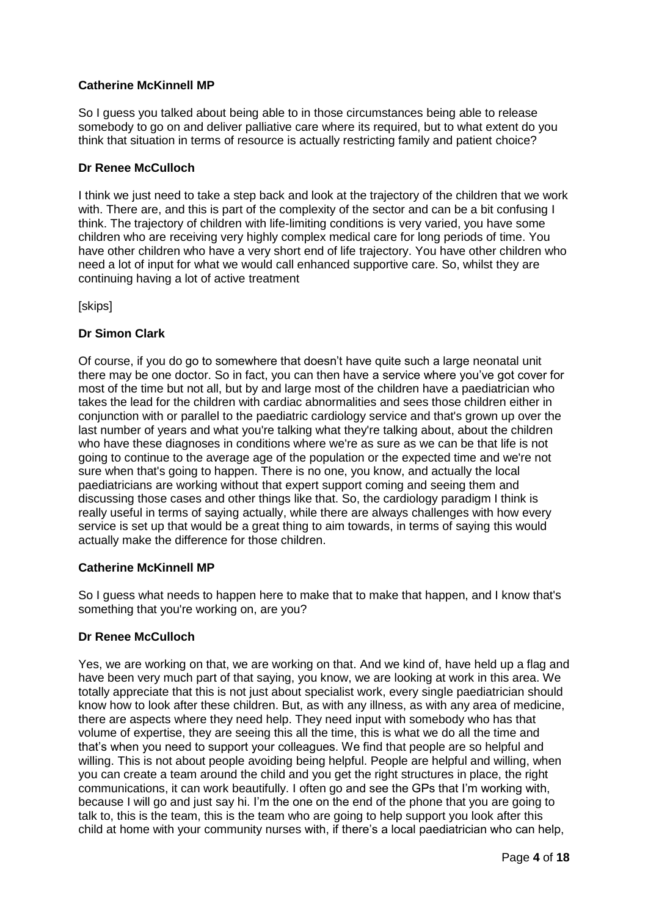**Catherine McKinnell MP**

So I guess you talked about being able to in those circumstances being able to release somebody to go on and deliver palliative care where its required, but to what extent do you think that situation in terms of resource is actually restricting family and patient choice?

**Dr Renee McCulloch**

I think we just need to take a step back and look at the trajectory of the children that we work with. There are, and this is part of the complexity of the sector and can be a bit confusing I think. The trajectory of children with life-limiting conditions is very varied, you have some children who are receiving very highly complex medical care for long periods of time. You have other children who have a very short end of life trajectory. You have other children who need a lot of input for what we would call enhanced supportive care. So, whilst they are continuing having a lot of active treatment

[skips]

**Dr Simon Clark**

Of course, if you do go to somewhere that doesn't have quite such a large neonatal unit there may be one doctor. So in fact, you can then have a service where you've got cover for most of the time but not all, but by and large most of the children have a paediatrician who takes the lead for the children with cardiac abnormalities and sees those children either in conjunction with or parallel to the paediatric cardiology service and that's grown up over the last number of years and what you're talking what they're talking about, about the children who have these diagnoses in conditions where we're as sure as we can be that life is not going to continue to the average age of the population or the expected time and we're not sure when that's going to happen. There is no one, you know, and actually the local paediatricians are working without that expert support coming and seeing them and discussing those cases and other things like that. So, the cardiology paradigm I think is really useful in terms of saying actually, while there are always challenges with how every service is set up that would be a great thing to aim towards, in terms of saying this would actually make the difference for those children.

**Catherine McKinnell MP**

So I guess what needs to happen here to make that to make that happen, and I know that's something that you're working on, are you?

**Dr Renee McCulloch**

Yes, we are working on that, we are working on that. And we kind of, have held up a flag and have been very much part of that saying, you know, we are looking at work in this area. We totally appreciate that this is not just about specialist work, every single paediatrician should know how to look after these children. But, as with any illness, as with any area of medicine, there are aspects where they need help. They need input with somebody who has that volume of expertise, they are seeing this all the time, this is what we do all the time and that's when you need to support your colleagues. We find that people are so helpful and willing. This is not about people avoiding being helpful. People are helpful and willing, when you can create a team around the child and you get the right structures in place, the right communications, it can work beautifully. I often go and see the GPs that I'm working with, because I will go and just say hi. I'm the one on the end of the phone that you are going to talk to, this is the team, this is the team who are going to help support you look after this child at home with your community nurses with, if there's a local paediatrician who can help,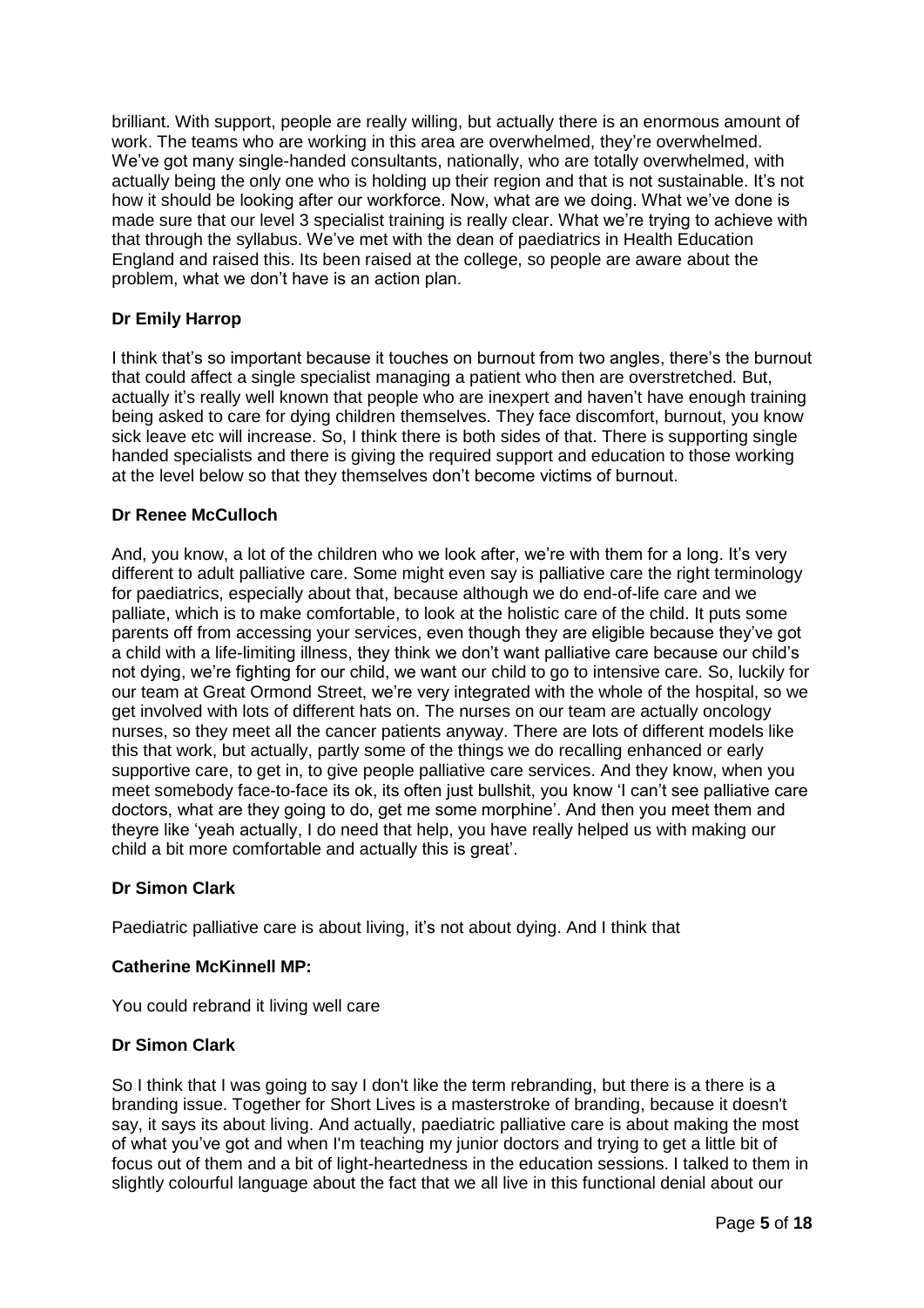brilliant. With support, people are really willing, but actually there is an enormous amount of work. The teams who are working in this area are overwhelmed, they're overwhelmed. We've got many single-handed consultants, nationally, who are totally overwhelmed, with actually being the only one who is holding up their region and that is not sustainable. It's not how it should be looking after our workforce. Now, what are we doing. What we've done is made sure that our level 3 specialist training is really clear. What we're trying to achieve with that through the syllabus. We've met with the dean of paediatrics in Health Education England and raised this. Its been raised at the college, so people are aware about the problem, what we don't have is an action plan.

**Dr Emily Harrop**

I think that's so important because it touches on burnout from two angles, there's the burnout that could affect a single specialist managing a patient who then are overstretched. But, actually it's really well known that people who are inexpert and haven't have enough training being asked to care for dying children themselves. They face discomfort, burnout, you know sick leave etc will increase. So, I think there is both sides of that. There is supporting single handed specialists and there is giving the required support and education to those working at the level below so that they themselves don't become victims of burnout.

**Dr Renee McCulloch**

And, you know, a lot of the children who we look after, we're with them for a long. It's very different to adult palliative care. Some might even say is palliative care the right terminology for paediatrics, especially about that, because although we do end-of-life care and we palliate, which is to make comfortable, to look at the holistic care of the child. It puts some parents off from accessing your services, even though they are eligible because they've got a child with a life-limiting illness, they think we don't want palliative care because our child's not dying, we're fighting for our child, we want our child to go to intensive care. So, luckily for our team at Great Ormond Street, we're very integrated with the whole of the hospital, so we get involved with lots of different hats on. The nurses on our team are actually oncology nurses, so they meet all the cancer patients anyway. There are lots of different models like this that work, but actually, partly some of the things we do recalling enhanced or early supportive care, to get in, to give people palliative care services. And they know, when you meet somebody face-to-face its ok, its often just bullshit, you know 'I can't see palliative care doctors, what are they going to do, get me some morphine'. And then you meet them and theyre like 'yeah actually, I do need that help, you have really helped us with making our child a bit more comfortable and actually this is great'.

**Dr Simon Clark**

Paediatric palliative care is about living, it's not about dying. And I think that

**Catherine McKinnell MP:**

You could rebrand it living well care

**Dr Simon Clark**

So I think that I was going to say I don't like the term rebranding, but there is a there is a branding issue. Together for Short Lives is a masterstroke of branding, because it doesn't say, it says its about living. And actually, paediatric palliative care is about making the most of what you've got and when I'm teaching my junior doctors and trying to get a little bit of focus out of them and a bit of light-heartedness in the education sessions. I talked to them in slightly colourful language about the fact that we all live in this functional denial about our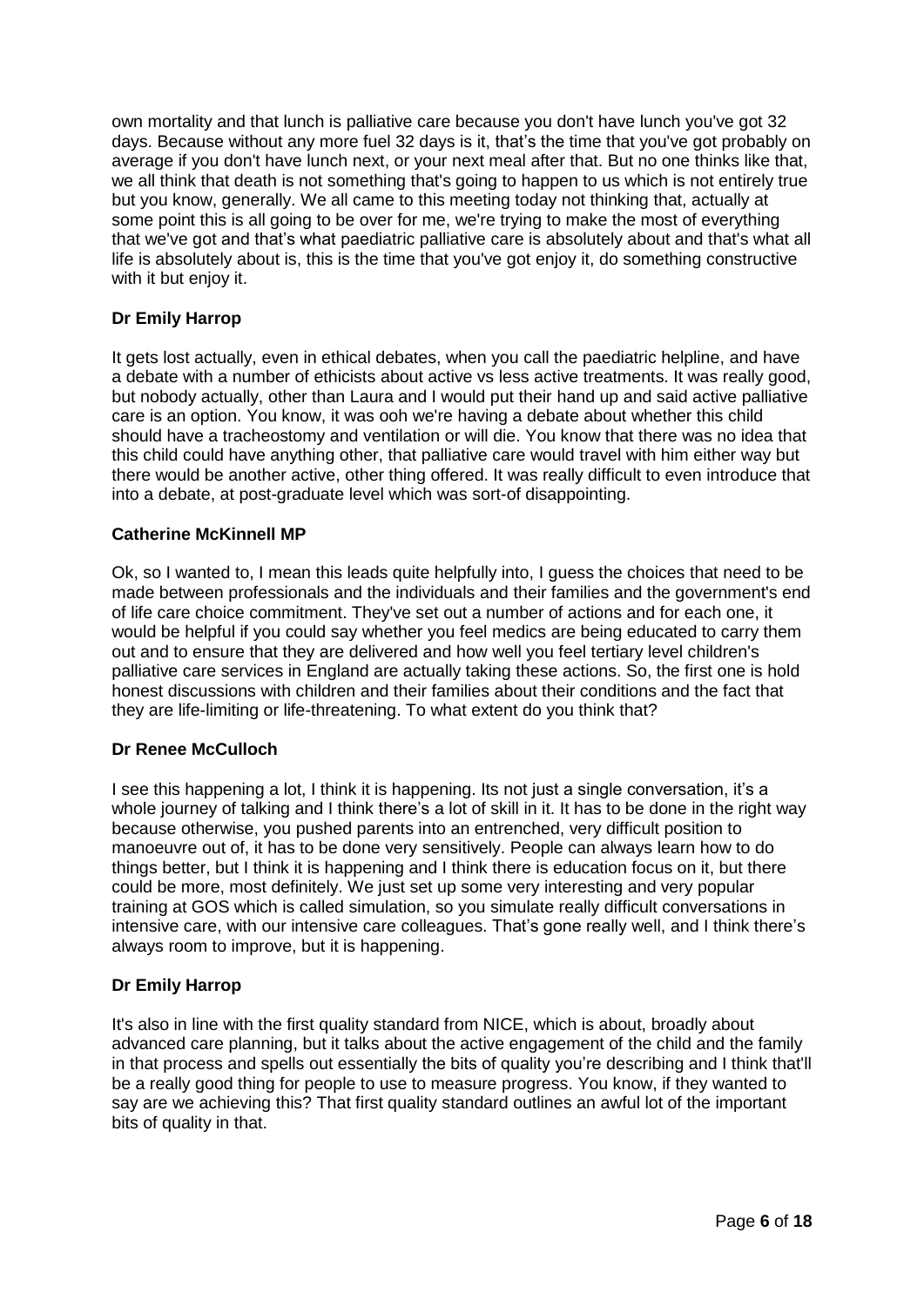own mortality and that lunch is palliative care because you don't have lunch you've got 32 days. Because without any more fuel 32 days is it, that's the time that you've got probably on average if you don't have lunch next, or your next meal after that. But no one thinks like that, we all think that death is not something that's going to happen to us which is not entirely true but you know, generally. We all came to this meeting today not thinking that, actually at some point this is all going to be over for me, we're trying to make the most of everything that we've got and that's what paediatric palliative care is absolutely about and that's what all life is absolutely about is, this is the time that you've got enjoy it, do something constructive with it but enjoy it.

**Dr Emily Harrop**

It gets lost actually, even in ethical debates, when you call the paediatric helpline, and have a debate with a number of ethicists about active vs less active treatments. It was really good, but nobody actually, other than Laura and I would put their hand up and said active palliative care is an option. You know, it was ooh we're having a debate about whether this child should have a tracheostomy and ventilation or will die. You know that there was no idea that this child could have anything other, that palliative care would travel with him either way but there would be another active, other thing offered. It was really difficult to even introduce that into a debate, at post-graduate level which was sort-of disappointing.

**Catherine McKinnell MP**

Ok, so I wanted to, I mean this leads quite helpfully into, I guess the choices that need to be made between professionals and the individuals and their families and the government's end of life care choice commitment. They've set out a number of actions and for each one, it would be helpful if you could say whether you feel medics are being educated to carry them out and to ensure that they are delivered and how well you feel tertiary level children's palliative care services in England are actually taking these actions. So, the first one is hold honest discussions with children and their families about their conditions and the fact that they are life-limiting or life-threatening. To what extent do you think that?

**Dr Renee McCulloch**

I see this happening a lot, I think it is happening. Its not just a single conversation, it's a whole journey of talking and I think there's a lot of skill in it. It has to be done in the right way because otherwise, you pushed parents into an entrenched, very difficult position to manoeuvre out of, it has to be done very sensitively. People can always learn how to do things better, but I think it is happening and I think there is education focus on it, but there could be more, most definitely. We just set up some very interesting and very popular training at GOS which is called simulation, so you simulate really difficult conversations in intensive care, with our intensive care colleagues. That's gone really well, and I think there's always room to improve, but it is happening.

**Dr Emily Harrop**

It's also in line with the first quality standard from NICE, which is about, broadly about advanced care planning, but it talks about the active engagement of the child and the family in that process and spells out essentially the bits of quality you're describing and I think that'll be a really good thing for people to use to measure progress. You know, if they wanted to say are we achieving this? That first quality standard outlines an awful lot of the important bits of quality in that.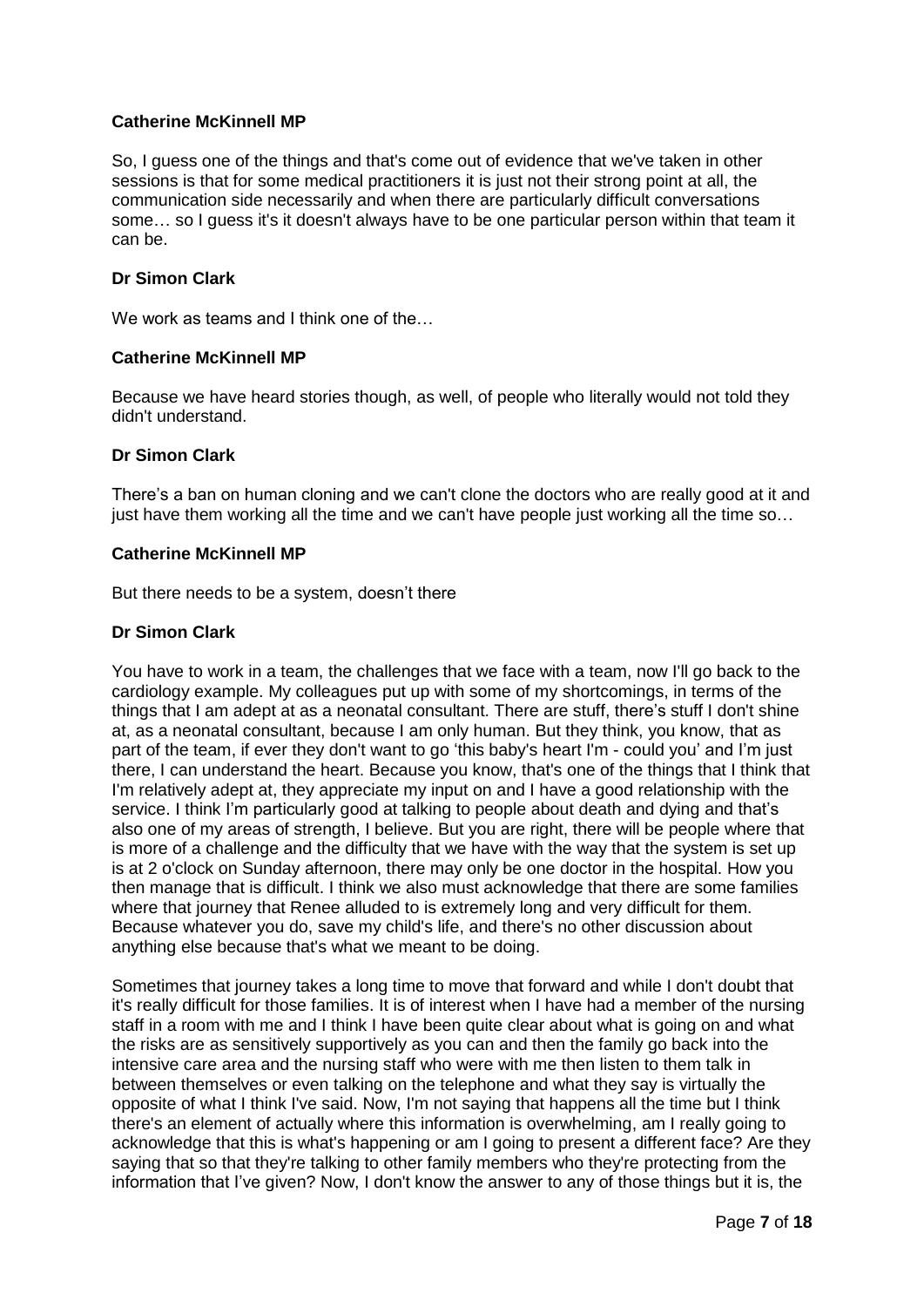**Catherine McKinnell MP**

So, I guess one of the things and that's come out of evidence that we've taken in other sessions is that for some medical practitioners it is just not their strong point at all, the communication side necessarily and when there are particularly difficult conversations some… so I guess it's it doesn't always have to be one particular person within that team it can be.

**Dr Simon Clark**

We work as teams and I think one of the…

**Catherine McKinnell MP**

Because we have heard stories though, as well, of people who literally would not told they didn't understand.

**Dr Simon Clark**

There's a ban on human cloning and we can't clone the doctors who are really good at it and just have them working all the time and we can't have people just working all the time so…

**Catherine McKinnell MP**

But there needs to be a system, doesn't there

**Dr Simon Clark**

You have to work in a team, the challenges that we face with a team, now I'll go back to the cardiology example. My colleagues put up with some of my shortcomings, in terms of the things that I am adept at as a neonatal consultant. There are stuff, there's stuff I don't shine at, as a neonatal consultant, because I am only human. But they think, you know, that as part of the team, if ever they don't want to go 'this baby's heart I'm - could you' and I'm just there, I can understand the heart. Because you know, that's one of the things that I think that I'm relatively adept at, they appreciate my input on and I have a good relationship with the service. I think I'm particularly good at talking to people about death and dying and that's also one of my areas of strength, I believe. But you are right, there will be people where that is more of a challenge and the difficulty that we have with the way that the system is set up is at 2 o'clock on Sunday afternoon, there may only be one doctor in the hospital. How you then manage that is difficult. I think we also must acknowledge that there are some families where that journey that Renee alluded to is extremely long and very difficult for them. Because whatever you do, save my child's life, and there's no other discussion about anything else because that's what we meant to be doing.

Sometimes that journey takes a long time to move that forward and while I don't doubt that it's really difficult for those families. It is of interest when I have had a member of the nursing staff in a room with me and I think I have been quite clear about what is going on and what the risks are as sensitively supportively as you can and then the family go back into the intensive care area and the nursing staff who were with me then listen to them talk in between themselves or even talking on the telephone and what they say is virtually the opposite of what I think I've said. Now, I'm not saying that happens all the time but I think there's an element of actually where this information is overwhelming, am I really going to acknowledge that this is what's happening or am I going to present a different face? Are they saying that so that they're talking to other family members who they're protecting from the information that I've given? Now, I don't know the answer to any of those things but it is, the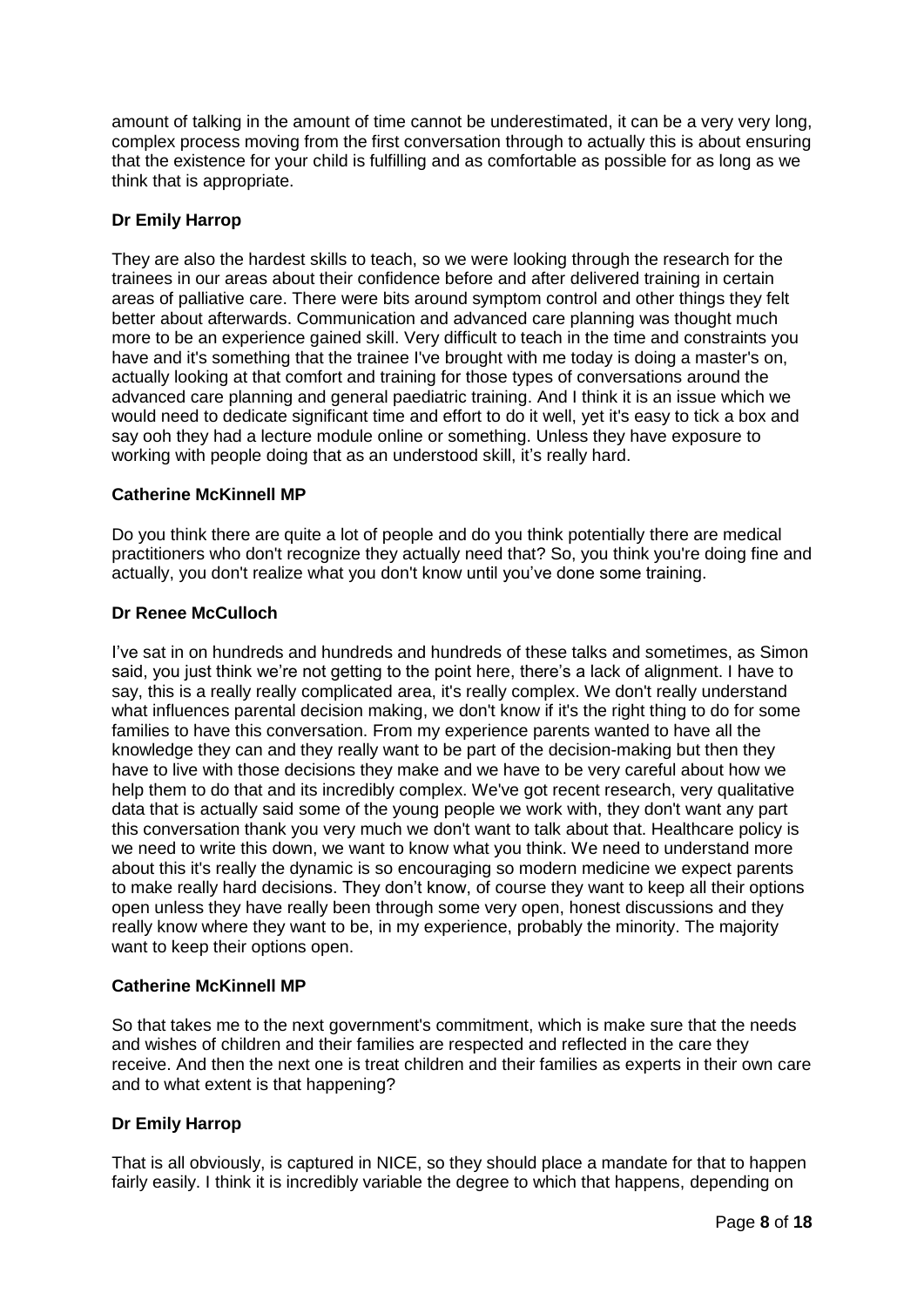amount of talking in the amount of time cannot be underestimated, it can be a very very long, complex process moving from the first conversation through to actually this is about ensuring that the existence for your child is fulfilling and as comfortable as possible for as long as we think that is appropriate.

**Dr Emily Harrop**

They are also the hardest skills to teach, so we were looking through the research for the trainees in our areas about their confidence before and after delivered training in certain areas of palliative care. There were bits around symptom control and other things they felt better about afterwards. Communication and advanced care planning was thought much more to be an experience gained skill. Very difficult to teach in the time and constraints you have and it's something that the trainee I've brought with me today is doing a master's on, actually looking at that comfort and training for those types of conversations around the advanced care planning and general paediatric training. And I think it is an issue which we would need to dedicate significant time and effort to do it well, yet it's easy to tick a box and say ooh they had a lecture module online or something. Unless they have exposure to working with people doing that as an understood skill, it's really hard.

**Catherine McKinnell MP**

Do you think there are quite a lot of people and do you think potentially there are medical practitioners who don't recognize they actually need that? So, you think you're doing fine and actually, you don't realize what you don't know until you've done some training.

**Dr Renee McCulloch**

I've sat in on hundreds and hundreds and hundreds of these talks and sometimes, as Simon said, you just think we're not getting to the point here, there's a lack of alignment. I have to say, this is a really really complicated area, it's really complex. We don't really understand what influences parental decision making, we don't know if it's the right thing to do for some families to have this conversation. From my experience parents wanted to have all the knowledge they can and they really want to be part of the decision-making but then they have to live with those decisions they make and we have to be very careful about how we help them to do that and its incredibly complex. We've got recent research, very qualitative data that is actually said some of the young people we work with, they don't want any part this conversation thank you very much we don't want to talk about that. Healthcare policy is we need to write this down, we want to know what you think. We need to understand more about this it's really the dynamic is so encouraging so modern medicine we expect parents to make really hard decisions. They don't know, of course they want to keep all their options open unless they have really been through some very open, honest discussions and they really know where they want to be, in my experience, probably the minority. The majority want to keep their options open.

**Catherine McKinnell MP**

So that takes me to the next government's commitment, which is make sure that the needs and wishes of children and their families are respected and reflected in the care they receive. And then the next one is treat children and their families as experts in their own care and to what extent is that happening?

**Dr Emily Harrop**

That is all obviously, is captured in NICE, so they should place a mandate for that to happen fairly easily. I think it is incredibly variable the degree to which that happens, depending on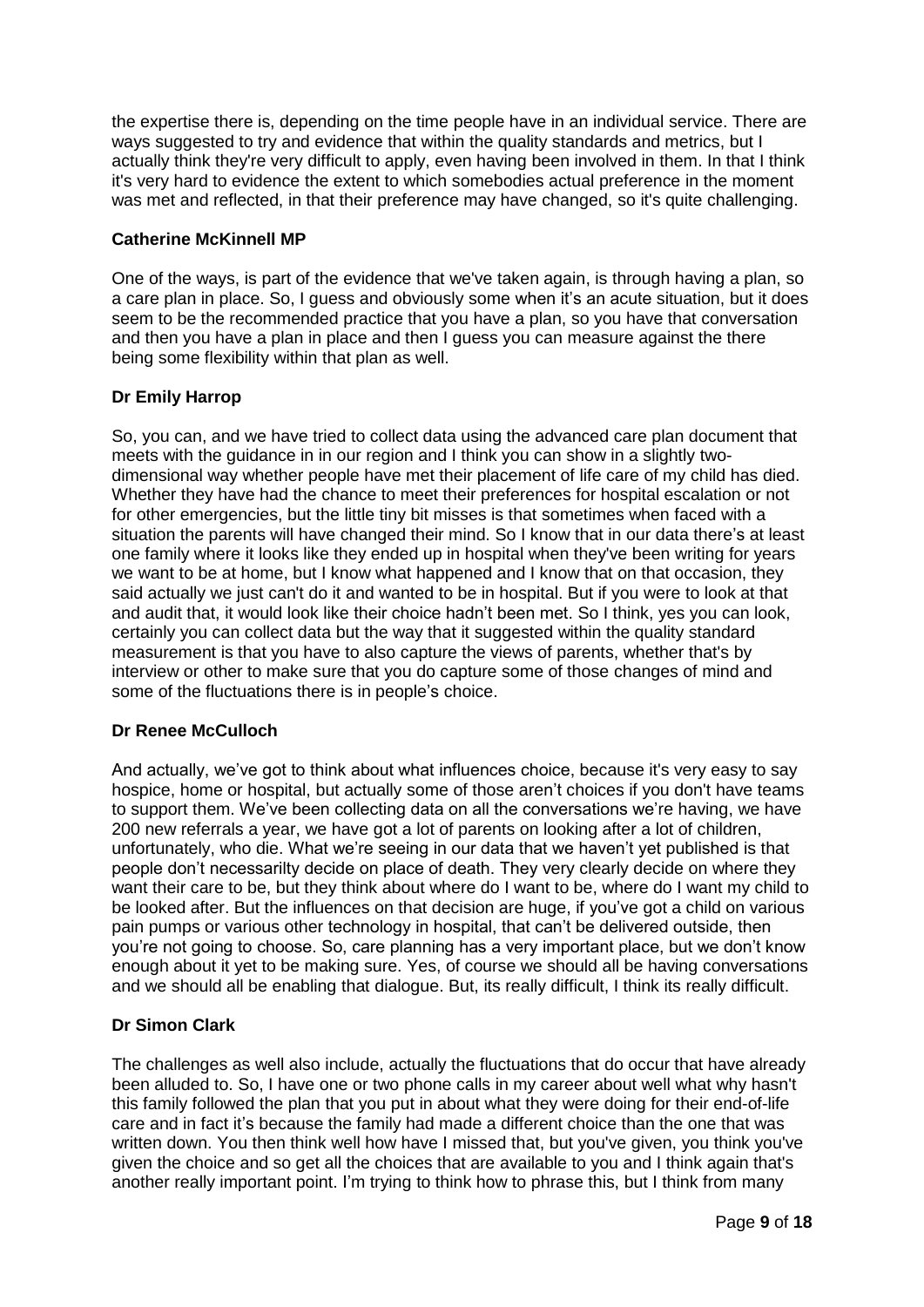the expertise there is, depending on the time people have in an individual service. There are ways suggested to try and evidence that within the quality standards and metrics, but I actually think they're very difficult to apply, even having been involved in them. In that I think it's very hard to evidence the extent to which somebodies actual preference in the moment was met and reflected, in that their preference may have changed, so it's quite challenging.

**Catherine McKinnell MP**

One of the ways, is part of the evidence that we've taken again, is through having a plan, so a care plan in place. So, I guess and obviously some when it's an acute situation, but it does seem to be the recommended practice that you have a plan, so you have that conversation and then you have a plan in place and then I guess you can measure against the there being some flexibility within that plan as well.

**Dr Emily Harrop**

So, you can, and we have tried to collect data using the advanced care plan document that meets with the guidance in in our region and I think you can show in a slightly two-dimensional way whether people have met their placement of life care of my child has died. Whether they have had the chance to meet their preferences for hospital escalation or not for other emergencies, but the little tiny bit misses is that sometimes when faced with a situation the parents will have changed their mind. So I know that in our data there's at least one family where it looks like they ended up in hospital when they've been writing for years we want to be at home, but I know what happened and I know that on that occasion, they said actually we just can't do it and wanted to be in hospital. But if you were to look at that and audit that, it would look like their choice hadn't been met. So I think, yes you can look, certainly you can collect data but the way that it suggested within the quality standard measurement is that you have to also capture the views of parents, whether that's by interview or other to make sure that you do capture some of those changes of mind and some of the fluctuations there is in people's choice.

**Dr Renee McCulloch**

And actually, we've got to think about what influences choice, because it's very easy to say hospice, home or hospital, but actually some of those aren't choices if you don't have teams to support them. We've been collecting data on all the conversations we're having, we have 200 new referrals a year, we have got a lot of parents on looking after a lot of children, unfortunately, who die. What we're seeing in our data that we haven't yet published is that people don't necessarilty decide on place of death. They very clearly decide on where they want their care to be, but they think about where do I want to be, where do I want my child to be looked after. But the influences on that decision are huge, if you've got a child on various pain pumps or various other technology in hospital, that can't be delivered outside, then you're not going to choose. So, care planning has a very important place, but we don't know enough about it yet to be making sure. Yes, of course we should all be having conversations and we should all be enabling that dialogue. But, its really difficult, I think its really difficult.

**Dr Simon Clark**

The challenges as well also include, actually the fluctuations that do occur that have already been alluded to. So, I have one or two phone calls in my career about well what why hasn't this family followed the plan that you put in about what they were doing for their end-of-life care and in fact it's because the family had made a different choice than the one that was written down. You then think well how have I missed that, but you've given, you think you've given the choice and so get all the choices that are available to you and I think again that's another really important point. I'm trying to think how to phrase this, but I think from many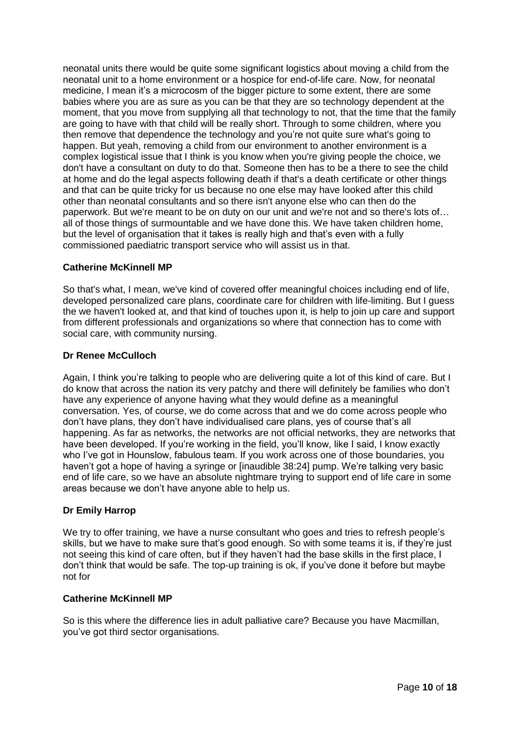neonatal units there would be quite some significant logistics about moving a child from the neonatal unit to a home environment or a hospice for end-of-life care. Now, for neonatal medicine, I mean it's a microcosm of the bigger picture to some extent, there are some babies where you are as sure as you can be that they are so technology dependent at the moment, that you move from supplying all that technology to not, that the time that the family are going to have with that child will be really short. Through to some children, where you then remove that dependence the technology and you're not quite sure what's going to happen. But yeah, removing a child from our environment to another environment is a complex logistical issue that I think is you know when you're giving people the choice, we don't have a consultant on duty to do that. Someone then has to be a there to see the child at home and do the legal aspects following death if that's a death certificate or other things and that can be quite tricky for us because no one else may have looked after this child other than neonatal consultants and so there isn't anyone else who can then do the paperwork. But we're meant to be on duty on our unit and we're not and so there's lots of… all of those things of surmountable and we have done this. We have taken children home, but the level of organisation that it takes is really high and that's even with a fully commissioned paediatric transport service who will assist us in that.

**Catherine McKinnell MP**

So that's what, I mean, we've kind of covered offer meaningful choices including end of life, developed personalized care plans, coordinate care for children with life-limiting. But I guess the we haven't looked at, and that kind of touches upon it, is help to join up care and support from different professionals and organizations so where that connection has to come with social care, with community nursing.

**Dr Renee McCulloch**

Again, I think you're talking to people who are delivering quite a lot of this kind of care. But I do know that across the nation its very patchy and there will definitely be families who don't have any experience of anyone having what they would define as a meaningful conversation. Yes, of course, we do come across that and we do come across people who don't have plans, they don't have individualised care plans, yes of course that's all happening. As far as networks, the networks are not official networks, they are networks that have been developed. If you're working in the field, you'll know, like I said, I know exactly who I've got in Hounslow, fabulous team. If you work across one of those boundaries, you haven't got a hope of having a syringe or [inaudible 38:24] pump. We're talking very basic end of life care, so we have an absolute nightmare trying to support end of life care in some areas because we don't have anyone able to help us.

**Dr Emily Harrop**

We try to offer training, we have a nurse consultant who goes and tries to refresh people's skills, but we have to make sure that's good enough. So with some teams it is, if they're just not seeing this kind of care often, but if they haven't had the base skills in the first place, I don't think that would be safe. The top-up training is ok, if you've done it before but maybe not for

**Catherine McKinnell MP**

So is this where the difference lies in adult palliative care? Because you have Macmillan, you've got third sector organisations.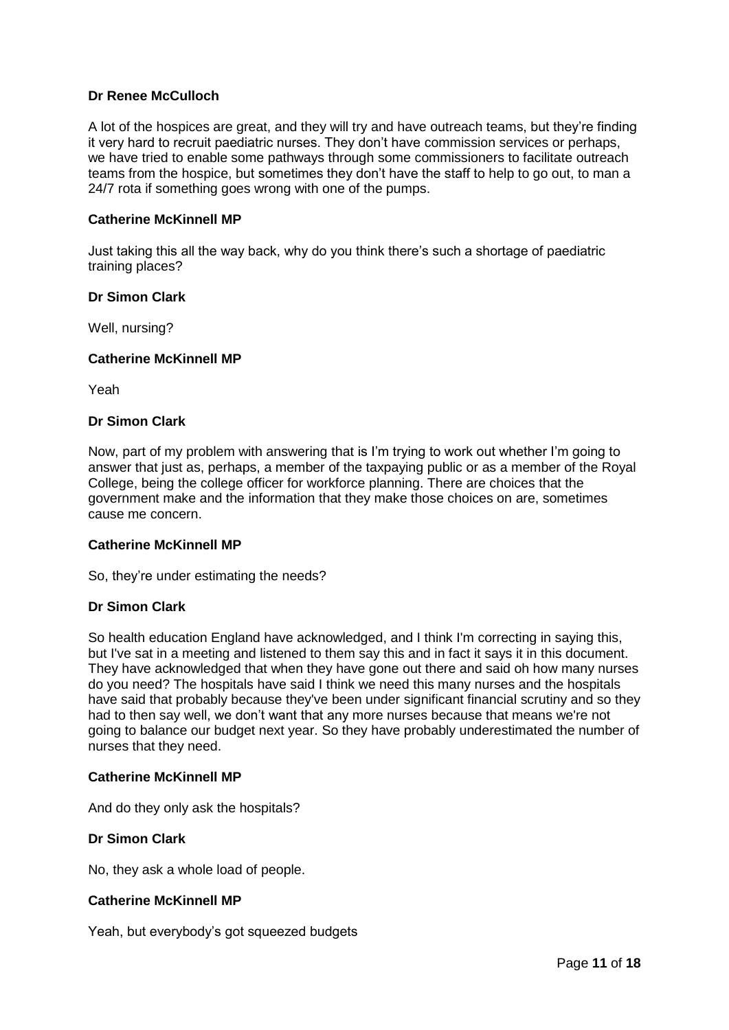**Dr Renee McCulloch**

A lot of the hospices are great, and they will try and have outreach teams, but they're finding it very hard to recruit paediatric nurses. They don't have commission services or perhaps, we have tried to enable some pathways through some commissioners to facilitate outreach teams from the hospice, but sometimes they don't have the staff to help to go out, to man a 24/7 rota if something goes wrong with one of the pumps.

**Catherine McKinnell MP**

Just taking this all the way back, why do you think there's such a shortage of paediatric training places?

**Dr Simon Clark**

Well, nursing?

**Catherine McKinnell MP**

Yeah

**Dr Simon Clark**

Now, part of my problem with answering that is I'm trying to work out whether I'm going to answer that just as, perhaps, a member of the taxpaying public or as a member of the Royal College, being the college officer for workforce planning. There are choices that the government make and the information that they make those choices on are, sometimes cause me concern.

**Catherine McKinnell MP**

So, they're under estimating the needs?

**Dr Simon Clark**

So health education England have acknowledged, and I think I'm correcting in saying this, but I've sat in a meeting and listened to them say this and in fact it says it in this document. They have acknowledged that when they have gone out there and said oh how many nurses do you need? The hospitals have said I think we need this many nurses and the hospitals have said that probably because they've been under significant financial scrutiny and so they had to then say well, we don't want that any more nurses because that means we're not going to balance our budget next year. So they have probably underestimated the number of nurses that they need.

**Catherine McKinnell MP**

And do they only ask the hospitals?

**Dr Simon Clark**

No, they ask a whole load of people.

**Catherine McKinnell MP**

Yeah, but everybody's got squeezed budgets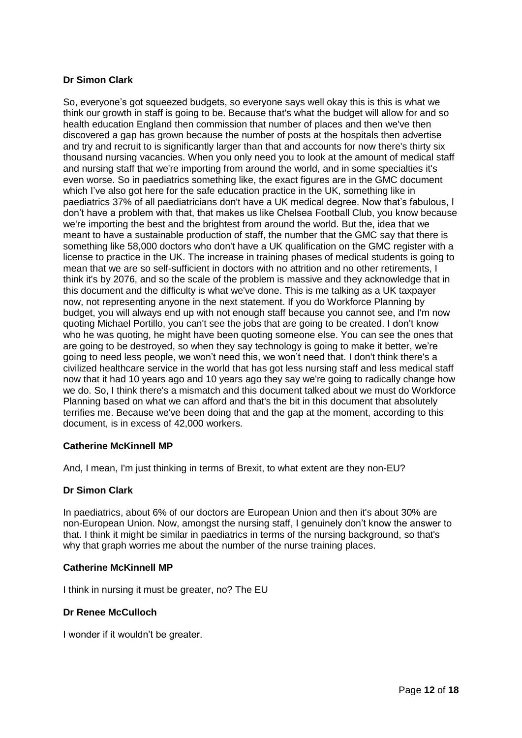**Dr Simon Clark**

So, everyone's got squeezed budgets, so everyone says well okay this is this is what we think our growth in staff is going to be. Because that's what the budget will allow for and so health education England then commission that number of places and then we've then discovered a gap has grown because the number of posts at the hospitals then advertise and try and recruit to is significantly larger than that and accounts for now there's thirty six thousand nursing vacancies. When you only need you to look at the amount of medical staff and nursing staff that we're importing from around the world, and in some specialties it's even worse. So in paediatrics something like, the exact figures are in the GMC document which I've also got here for the safe education practice in the UK, something like in paediatrics 37% of all paediatricians don't have a UK medical degree. Now that's fabulous, I don't have a problem with that, that makes us like Chelsea Football Club, you know because we're importing the best and the brightest from around the world. But the, idea that we meant to have a sustainable production of staff, the number that the GMC say that there is something like 58,000 doctors who don't have a UK qualification on the GMC register with a license to practice in the UK. The increase in training phases of medical students is going to mean that we are so self-sufficient in doctors with no attrition and no other retirements, I think it's by 2076, and so the scale of the problem is massive and they acknowledge that in this document and the difficulty is what we've done. This is me talking as a UK taxpayer now, not representing anyone in the next statement. If you do Workforce Planning by budget, you will always end up with not enough staff because you cannot see, and I'm now quoting Michael Portillo, you can't see the jobs that are going to be created. I don't know who he was quoting, he might have been quoting someone else. You can see the ones that are going to be destroyed, so when they say technology is going to make it better, we're going to need less people, we won't need this, we won't need that. I don't think there's a civilized healthcare service in the world that has got less nursing staff and less medical staff now that it had 10 years ago and 10 years ago they say we're going to radically change how we do. So, I think there's a mismatch and this document talked about we must do Workforce Planning based on what we can afford and that's the bit in this document that absolutely terrifies me. Because we've been doing that and the gap at the moment, according to this document, is in excess of 42,000 workers.

**Catherine McKinnell MP**

And, I mean, I'm just thinking in terms of Brexit, to what extent are they non-EU?

**Dr Simon Clark**

In paediatrics, about 6% of our doctors are European Union and then it's about 30% are non-European Union. Now, amongst the nursing staff, I genuinely don't know the answer to that. I think it might be similar in paediatrics in terms of the nursing background, so that's why that graph worries me about the number of the nurse training places.

**Catherine McKinnell MP**

I think in nursing it must be greater, no? The EU

**Dr Renee McCulloch**

I wonder if it wouldn't be greater.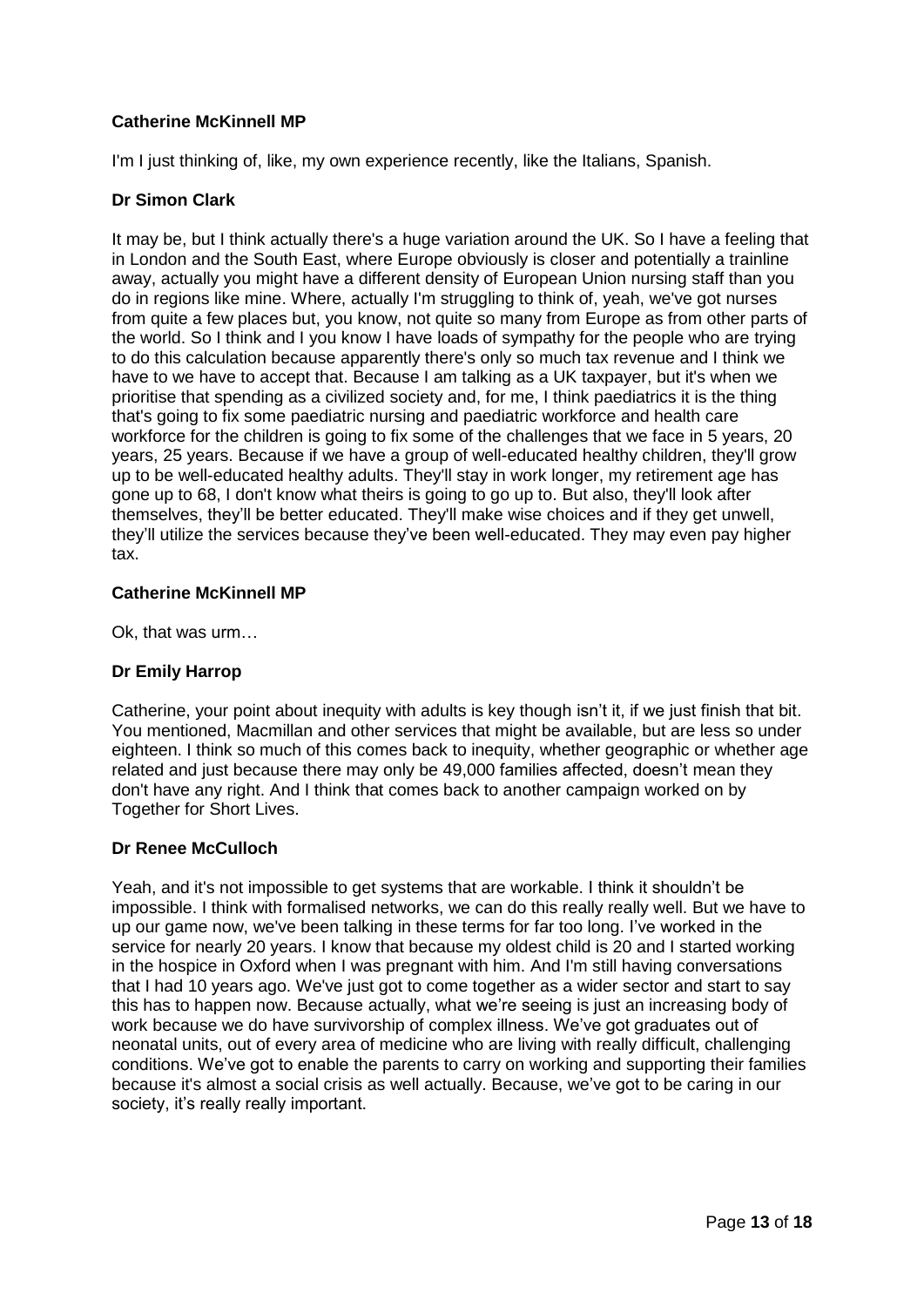**Catherine McKinnell MP**

I'm I just thinking of, like, my own experience recently, like the Italians, Spanish.

**Dr Simon Clark**

It may be, but I think actually there's a huge variation around the UK. So I have a feeling that in London and the South East, where Europe obviously is closer and potentially a trainline away, actually you might have a different density of European Union nursing staff than you do in regions like mine. Where, actually I'm struggling to think of, yeah, we've got nurses from quite a few places but, you know, not quite so many from Europe as from other parts of the world. So I think and I you know I have loads of sympathy for the people who are trying to do this calculation because apparently there's only so much tax revenue and I think we have to we have to accept that. Because I am talking as a UK taxpayer, but it's when we prioritise that spending as a civilized society and, for me, I think paediatrics it is the thing that's going to fix some paediatric nursing and paediatric workforce and health care workforce for the children is going to fix some of the challenges that we face in 5 years, 20 years, 25 years. Because if we have a group of well-educated healthy children, they'll grow up to be well-educated healthy adults. They'll stay in work longer, my retirement age has gone up to 68, I don't know what theirs is going to go up to. But also, they'll look after themselves, they'll be better educated. They'll make wise choices and if they get unwell, they'll utilize the services because they've been well-educated. They may even pay higher tax.

**Catherine McKinnell MP**

Ok, that was urm…

**Dr Emily Harrop**

Catherine, your point about inequity with adults is key though isn't it, if we just finish that bit. You mentioned, Macmillan and other services that might be available, but are less so under eighteen. I think so much of this comes back to inequity, whether geographic or whether age related and just because there may only be 49,000 families affected, doesn't mean they don't have any right. And I think that comes back to another campaign worked on by Together for Short Lives.

**Dr Renee McCulloch**

Yeah, and it's not impossible to get systems that are workable. I think it shouldn't be impossible. I think with formalised networks, we can do this really really well. But we have to up our game now, we've been talking in these terms for far too long. I've worked in the service for nearly 20 years. I know that because my oldest child is 20 and I started working in the hospice in Oxford when I was pregnant with him. And I'm still having conversations that I had 10 years ago. We've just got to come together as a wider sector and start to say this has to happen now. Because actually, what we're seeing is just an increasing body of work because we do have survivorship of complex illness. We've got graduates out of neonatal units, out of every area of medicine who are living with really difficult, challenging conditions. We've got to enable the parents to carry on working and supporting their families because it's almost a social crisis as well actually. Because, we've got to be caring in our society, it's really really important.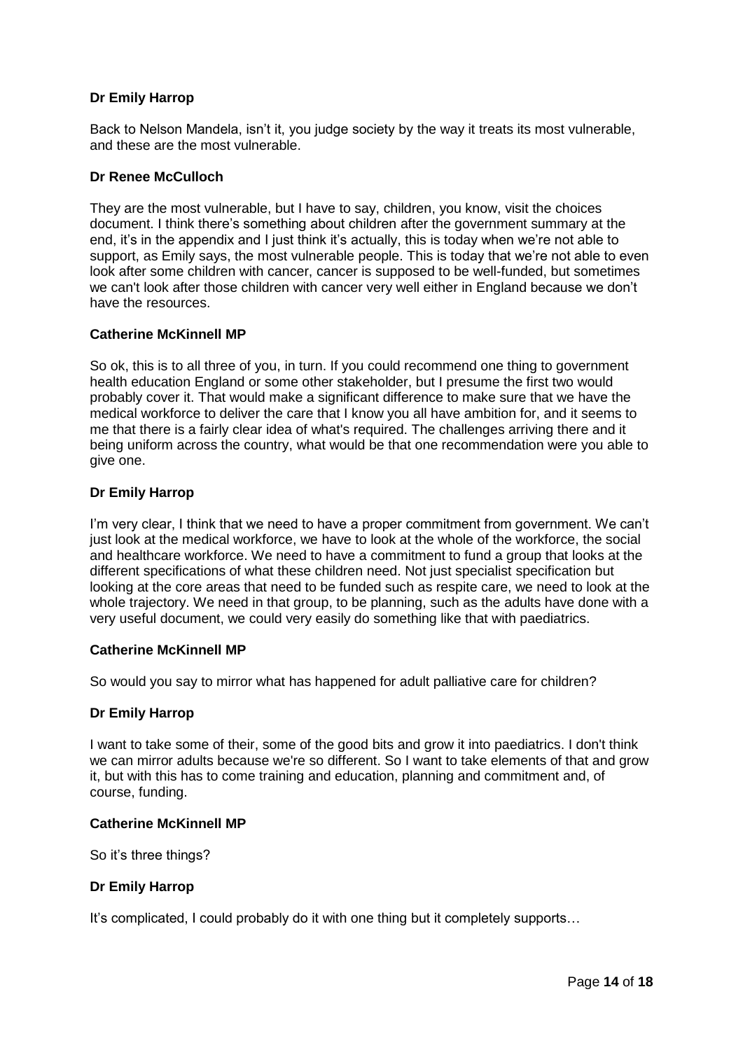**Dr Emily Harrop**

Back to Nelson Mandela, isn't it, you judge society by the way it treats its most vulnerable, and these are the most vulnerable.

**Dr Renee McCulloch**

They are the most vulnerable, but I have to say, children, you know, visit the choices document. I think there's something about children after the government summary at the end, it's in the appendix and I just think it's actually, this is today when we're not able to support, as Emily says, the most vulnerable people. This is today that we're not able to even look after some children with cancer, cancer is supposed to be well-funded, but sometimes we can't look after those children with cancer very well either in England because we don't have the resources.

**Catherine McKinnell MP**

So ok, this is to all three of you, in turn. If you could recommend one thing to government health education England or some other stakeholder, but I presume the first two would probably cover it. That would make a significant difference to make sure that we have the medical workforce to deliver the care that I know you all have ambition for, and it seems to me that there is a fairly clear idea of what's required. The challenges arriving there and it being uniform across the country, what would be that one recommendation were you able to give one.

**Dr Emily Harrop**

I'm very clear, I think that we need to have a proper commitment from government. We can't just look at the medical workforce, we have to look at the whole of the workforce, the social and healthcare workforce. We need to have a commitment to fund a group that looks at the different specifications of what these children need. Not just specialist specification but looking at the core areas that need to be funded such as respite care, we need to look at the whole trajectory. We need in that group, to be planning, such as the adults have done with a very useful document, we could very easily do something like that with paediatrics.

**Catherine McKinnell MP**

So would you say to mirror what has happened for adult palliative care for children?

**Dr Emily Harrop**

I want to take some of their, some of the good bits and grow it into paediatrics. I don't think we can mirror adults because we're so different. So I want to take elements of that and grow it, but with this has to come training and education, planning and commitment and, of course, funding.

**Catherine McKinnell MP**

So it's three things?

**Dr Emily Harrop**

It's complicated, I could probably do it with one thing but it completely supports…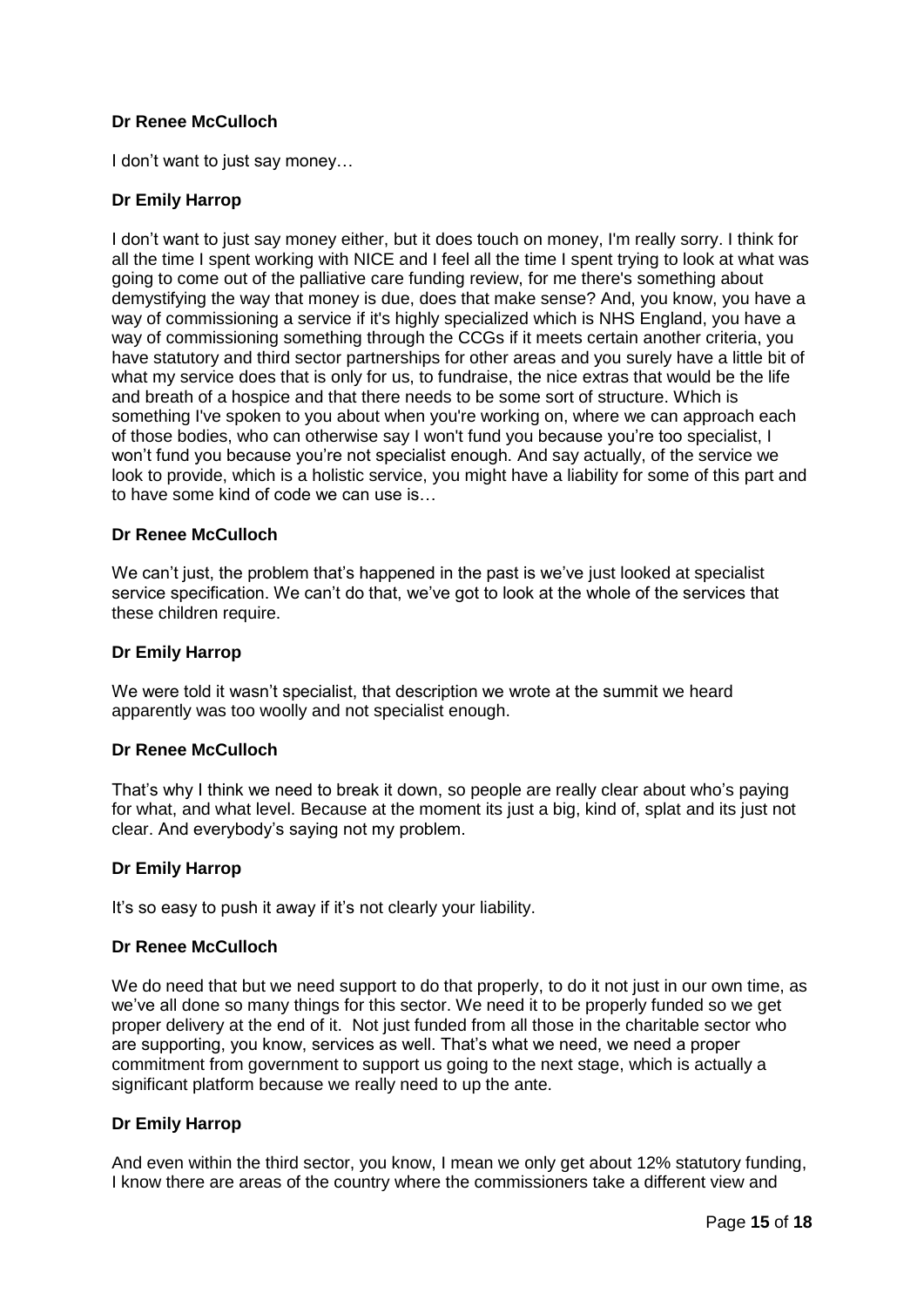**Dr Renee McCulloch**

I don't want to just say money…

**Dr Emily Harrop**

I don't want to just say money either, but it does touch on money, I'm really sorry. I think for all the time I spent working with NICE and I feel all the time I spent trying to look at what was going to come out of the palliative care funding review, for me there's something about demystifying the way that money is due, does that make sense? And, you know, you have a way of commissioning a service if it's highly specialized which is NHS England, you have a way of commissioning something through the CCGs if it meets certain another criteria, you have statutory and third sector partnerships for other areas and you surely have a little bit of what my service does that is only for us, to fundraise, the nice extras that would be the life and breath of a hospice and that there needs to be some sort of structure. Which is something I've spoken to you about when you're working on, where we can approach each of those bodies, who can otherwise say I won't fund you because you're too specialist, I won't fund you because you're not specialist enough. And say actually, of the service we look to provide, which is a holistic service, you might have a liability for some of this part and to have some kind of code we can use is…

**Dr Renee McCulloch**

We can't just, the problem that's happened in the past is we've just looked at specialist service specification. We can't do that, we've got to look at the whole of the services that these children require.

**Dr Emily Harrop**

We were told it wasn't specialist, that description we wrote at the summit we heard apparently was too woolly and not specialist enough.

**Dr Renee McCulloch**

That's why I think we need to break it down, so people are really clear about who's paying for what, and what level. Because at the moment its just a big, kind of, splat and its just not clear. And everybody's saying not my problem.

**Dr Emily Harrop**

It's so easy to push it away if it's not clearly your liability.

**Dr Renee McCulloch**

We do need that but we need support to do that properly, to do it not just in our own time, as we've all done so many things for this sector. We need it to be properly funded so we get proper delivery at the end of it. Not just funded from all those in the charitable sector who are supporting, you know, services as well. That's what we need, we need a proper commitment from government to support us going to the next stage, which is actually a significant platform because we really need to up the ante.

**Dr Emily Harrop**

And even within the third sector, you know, I mean we only get about 12% statutory funding, I know there are areas of the country where the commissioners take a different view and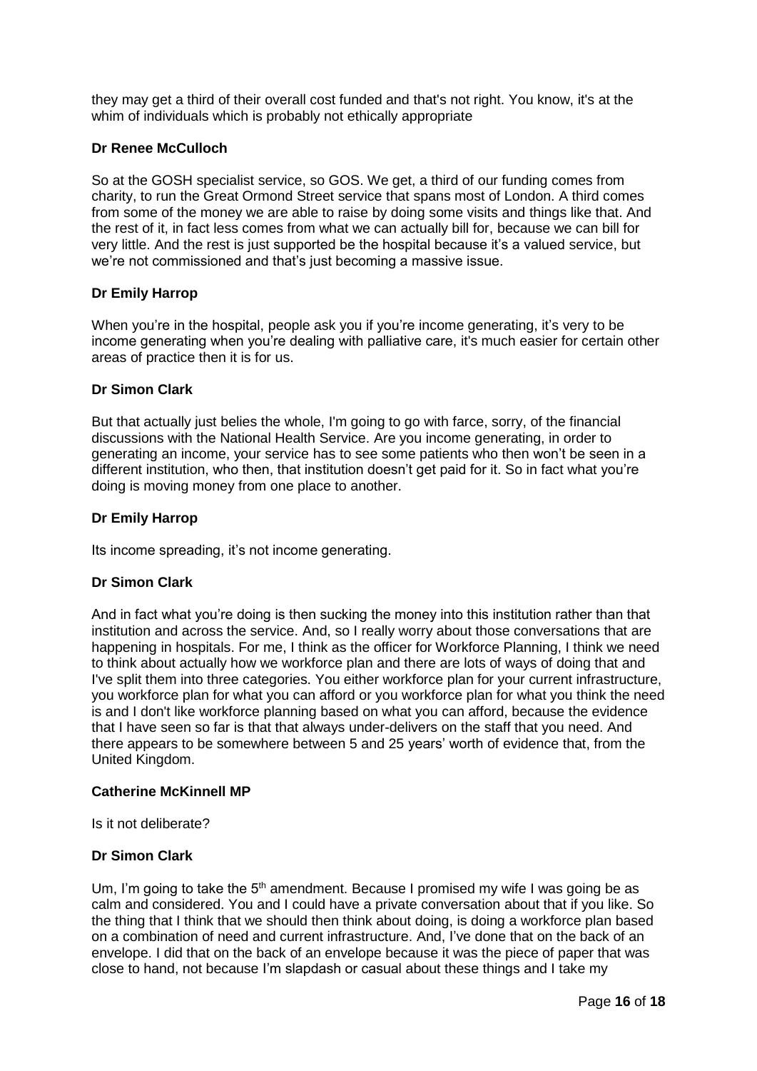they may get a third of their overall cost funded and that's not right. You know, it's at the whim of individuals which is probably not ethically appropriate

**Dr Renee McCulloch**

So at the GOSH specialist service, so GOS. We get, a third of our funding comes from charity, to run the Great Ormond Street service that spans most of London. A third comes from some of the money we are able to raise by doing some visits and things like that. And the rest of it, in fact less comes from what we can actually bill for, because we can bill for very little. And the rest is just supported be the hospital because it's a valued service, but we're not commissioned and that's just becoming a massive issue.

**Dr Emily Harrop**

When you're in the hospital, people ask you if you're income generating, it's very to be income generating when you're dealing with palliative care, it's much easier for certain other areas of practice then it is for us.

**Dr Simon Clark**

But that actually just belies the whole, I'm going to go with farce, sorry, of the financial discussions with the National Health Service. Are you income generating, in order to generating an income, your service has to see some patients who then won't be seen in a different institution, who then, that institution doesn't get paid for it. So in fact what you're doing is moving money from one place to another.

**Dr Emily Harrop**

Its income spreading, it's not income generating.

**Dr Simon Clark**

And in fact what you're doing is then sucking the money into this institution rather than that institution and across the service. And, so I really worry about those conversations that are happening in hospitals. For me, I think as the officer for Workforce Planning, I think we need to think about actually how we workforce plan and there are lots of ways of doing that and I've split them into three categories. You either workforce plan for your current infrastructure, you workforce plan for what you can afford or you workforce plan for what you think the need is and I don't like workforce planning based on what you can afford, because the evidence that I have seen so far is that that always under-delivers on the staff that you need. And there appears to be somewhere between 5 and 25 years' worth of evidence that, from the United Kingdom.

**Catherine McKinnell MP**

Is it not deliberate?

**Dr Simon Clark**

Um, I'm going to take the 5th amendment. Because I promised my wife I was going be as calm and considered. You and I could have a private conversation about that if you like. So the thing that I think that we should then think about doing, is doing a workforce plan based on a combination of need and current infrastructure. And, I've done that on the back of an envelope. I did that on the back of an envelope because it was the piece of paper that was close to hand, not because I'm slapdash or casual about these things and I take my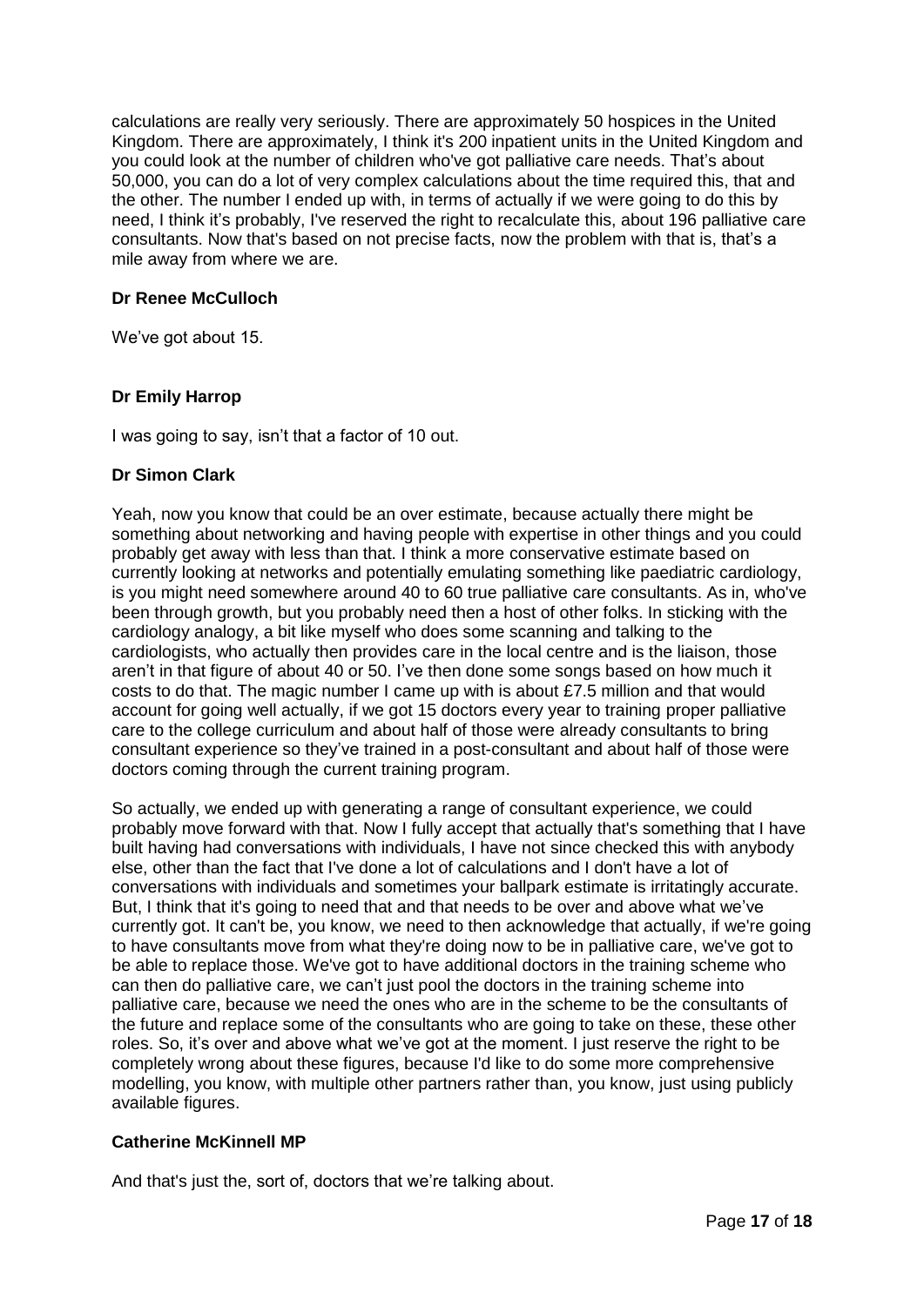calculations are really very seriously. There are approximately 50 hospices in the United Kingdom. There are approximately, I think it's 200 inpatient units in the United Kingdom and you could look at the number of children who've got palliative care needs. That's about 50,000, you can do a lot of very complex calculations about the time required this, that and the other. The number I ended up with, in terms of actually if we were going to do this by need, I think it's probably, I've reserved the right to recalculate this, about 196 palliative care consultants. Now that's based on not precise facts, now the problem with that is, that's a mile away from where we are.

**Dr Renee McCulloch**

We've got about 15.

**Dr Emily Harrop**

I was going to say, isn't that a factor of 10 out.

**Dr Simon Clark**

Yeah, now you know that could be an over estimate, because actually there might be something about networking and having people with expertise in other things and you could probably get away with less than that. I think a more conservative estimate based on currently looking at networks and potentially emulating something like paediatric cardiology, is you might need somewhere around 40 to 60 true palliative care consultants. As in, who've been through growth, but you probably need then a host of other folks. In sticking with the cardiology analogy, a bit like myself who does some scanning and talking to the cardiologists, who actually then provides care in the local centre and is the liaison, those aren't in that figure of about 40 or 50. I've then done some songs based on how much it costs to do that. The magic number I came up with is about £7.5 million and that would account for going well actually, if we got 15 doctors every year to training proper palliative care to the college curriculum and about half of those were already consultants to bring consultant experience so they've trained in a post-consultant and about half of those were doctors coming through the current training program.

So actually, we ended up with generating a range of consultant experience, we could probably move forward with that. Now I fully accept that actually that's something that I have built having had conversations with individuals, I have not since checked this with anybody else, other than the fact that I've done a lot of calculations and I don't have a lot of conversations with individuals and sometimes your ballpark estimate is irritatingly accurate. But, I think that it's going to need that and that needs to be over and above what we've currently got. It can't be, you know, we need to then acknowledge that actually, if we're going to have consultants move from what they're doing now to be in palliative care, we've got to be able to replace those. We've got to have additional doctors in the training scheme who can then do palliative care, we can't just pool the doctors in the training scheme into palliative care, because we need the ones who are in the scheme to be the consultants of the future and replace some of the consultants who are going to take on these, these other roles. So, it's over and above what we've got at the moment. I just reserve the right to be completely wrong about these figures, because I'd like to do some more comprehensive modelling, you know, with multiple other partners rather than, you know, just using publicly available figures.

**Catherine McKinnell MP**

And that's just the, sort of, doctors that we're talking about.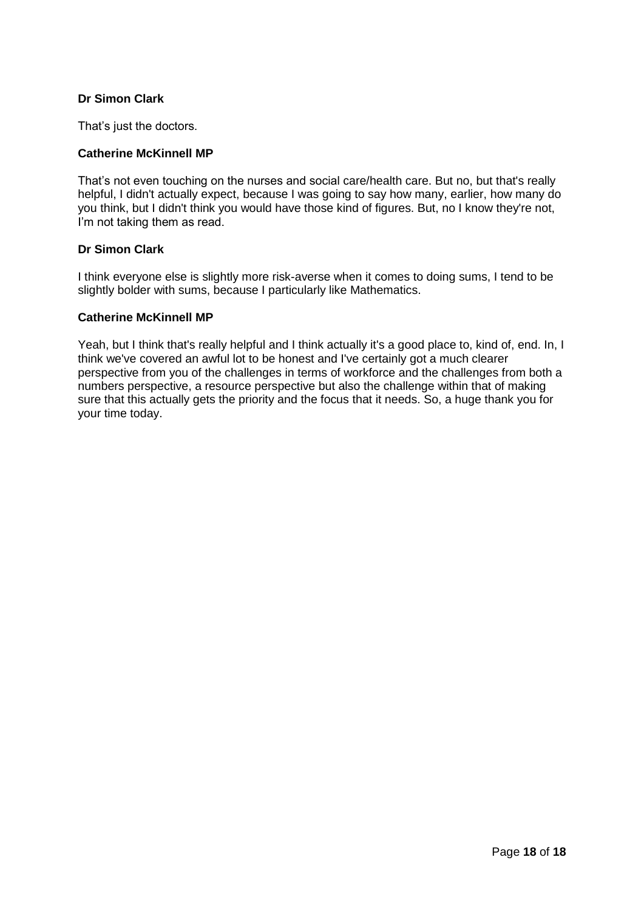**Dr Simon Clark**

That's just the doctors.

**Catherine McKinnell MP**

That's not even touching on the nurses and social care/health care. But no, but that's really helpful, I didn't actually expect, because I was going to say how many, earlier, how many do you think, but I didn't think you would have those kind of figures. But, no I know they're not, I'm not taking them as read.

**Dr Simon Clark**

I think everyone else is slightly more risk-averse when it comes to doing sums, I tend to be slightly bolder with sums, because I particularly like Mathematics.

**Catherine McKinnell MP**

Yeah, but I think that's really helpful and I think actually it's a good place to, kind of, end. In, I think we've covered an awful lot to be honest and I've certainly got a much clearer perspective from you of the challenges in terms of workforce and the challenges from both a numbers perspective, a resource perspective but also the challenge within that of making sure that this actually gets the priority and the focus that it needs. So, a huge thank you for your time today.